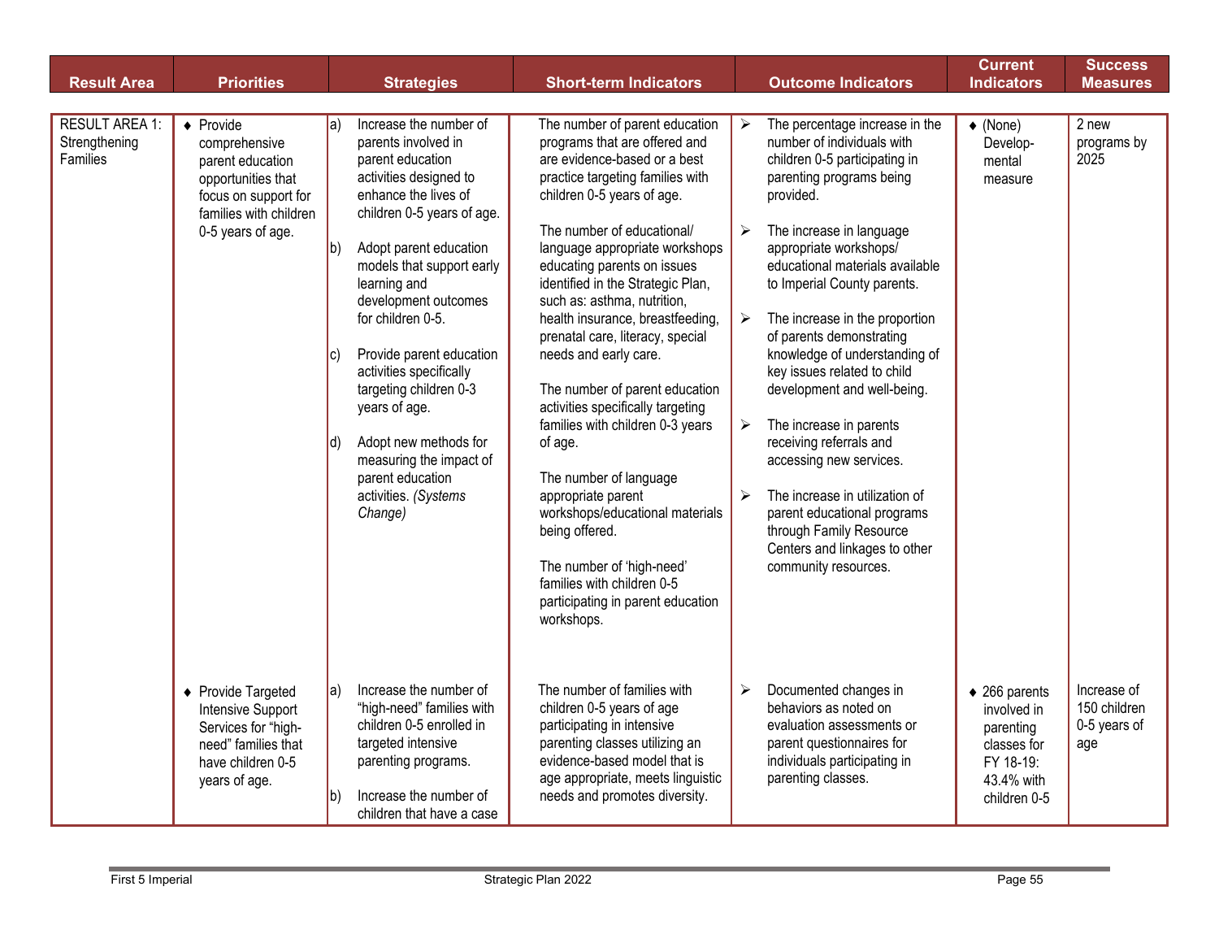| Result Area | Priorities | Strategies | Short-term Indicators | Outcome Indicators | Current Indicators | Success Measures |
|---|---|---|---|---|---|---|
| RESULT AREA 1: Strengthening Families | ♦ Provide comprehensive parent education opportunities that focus on support for families with children 0-5 years of age. | a) Increase the number of parents involved in parent education activities designed to enhance the lives of children 0-5 years of age.<br><br>b) Adopt parent education models that support early learning and development outcomes for children 0-5.<br><br>c) Provide parent education activities specifically targeting children 0-3 years of age.<br><br>d) Adopt new methods for measuring the impact of parent education activities. *(Systems Change)* | The number of parent education programs that are offered and are evidence-based or a best practice targeting families with children 0-5 years of age.<br><br>The number of educational/ language appropriate workshops educating parents on issues identified in the Strategic Plan, such as: asthma, nutrition, health insurance, breastfeeding, prenatal care, literacy, special needs and early care.<br><br>The number of parent education activities specifically targeting families with children 0-3 years of age.<br><br>The number of language appropriate parent workshops/educational materials being offered.<br><br>The number of 'high-need' families with children 0-5 participating in parent education workshops. | ➢ The percentage increase in the number of individuals with children 0-5 participating in parenting programs being provided.<br><br>➢ The increase in language appropriate workshops/ educational materials available to Imperial County parents.<br><br>➢ The increase in the proportion of parents demonstrating knowledge of understanding of key issues related to child development and well-being.<br><br>➢ The increase in parents receiving referrals and accessing new services.<br><br>➢ The increase in utilization of parent educational programs through Family Resource Centers and linkages to other community resources. | ♦ (None) Develop-mental measure | 2 new programs by 2025 |
| | ♦ Provide Targeted Intensive Support Services for "high-need" families that have children 0-5 years of age. | a) Increase the number of "high-need" families with children 0-5 enrolled in targeted intensive parenting programs.<br><br>b) Increase the number of children that have a case | The number of families with children 0-5 years of age participating in intensive parenting classes utilizing an evidence-based model that is age appropriate, meets linguistic needs and promotes diversity. | ➢ Documented changes in behaviors as noted on evaluation assessments or parent questionnaires for individuals participating in parenting classes. | ♦ 266 parents involved in parenting classes for FY 18-19: 43.4% with children 0-5 | Increase of 150 children 0-5 years of age |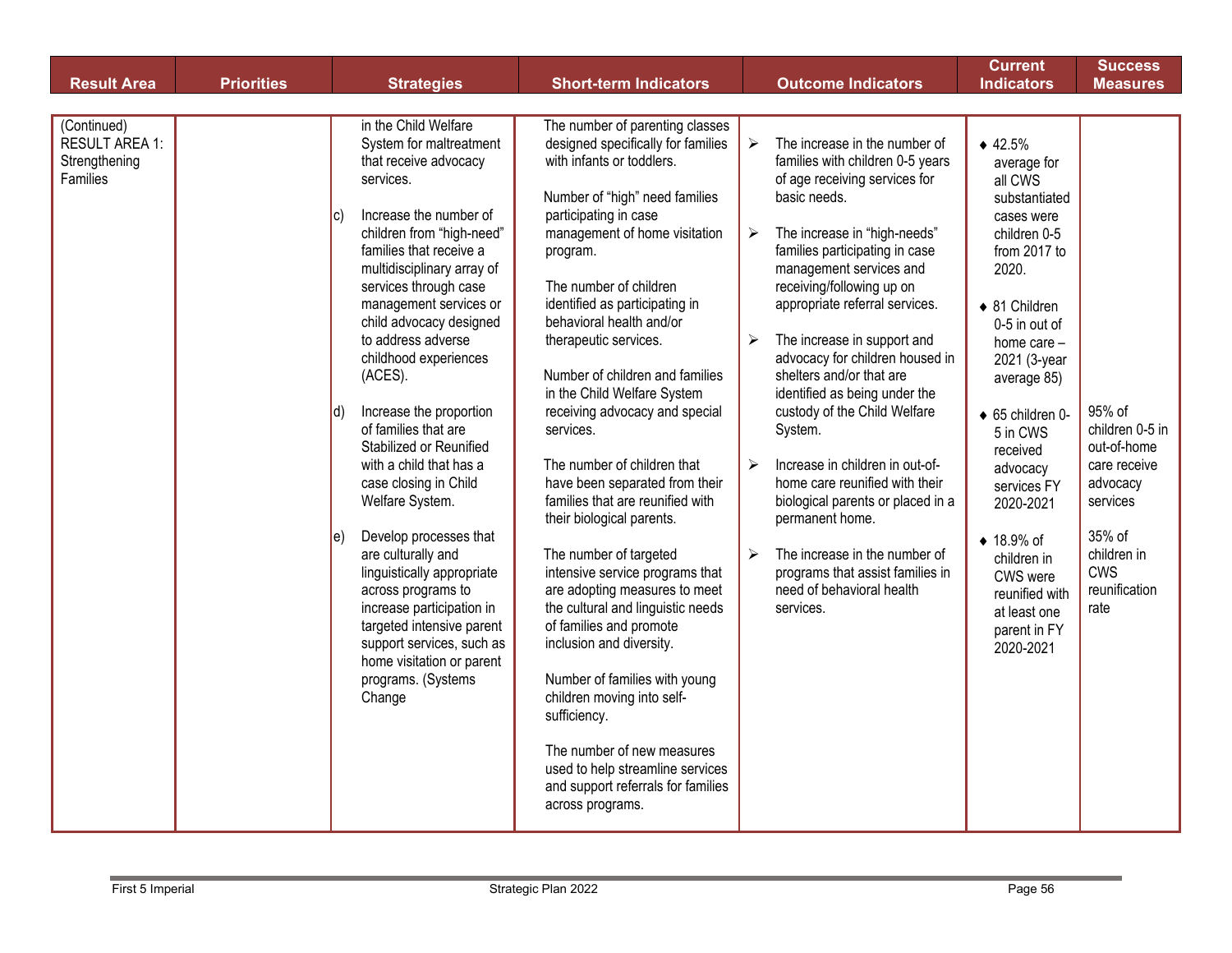| Result Area | Priorities | Strategies | Short-term Indicators | Outcome Indicators | Current Indicators | Success Measures |
|---|---|---|---|---|---|---|
| (Continued) RESULT AREA 1: Strengthening Families | | in the Child Welfare System for maltreatment that receive advocacy services.<br><br>c) Increase the number of children from "high-need" families that receive a multidisciplinary array of services through case management services or child advocacy designed to address adverse childhood experiences (ACES).<br><br>d) Increase the proportion of families that are Stabilized or Reunified with a child that has a case closing in Child Welfare System.<br><br>e) Develop processes that are culturally and linguistically appropriate across programs to increase participation in targeted intensive parent support services, such as home visitation or parent programs. (Systems Change | The number of parenting classes designed specifically for families with infants or toddlers.<br><br>Number of "high" need families participating in case management of home visitation program.<br><br>The number of children identified as participating in behavioral health and/or therapeutic services.<br><br>Number of children and families in the Child Welfare System receiving advocacy and special services.<br><br>The number of children that have been separated from their families that are reunified with their biological parents.<br><br>The number of targeted intensive service programs that are adopting measures to meet the cultural and linguistic needs of families and promote inclusion and diversity.<br><br>Number of families with young children moving into self-sufficiency.<br><br>The number of new measures used to help streamline services and support referrals for families across programs. | ➢ The increase in the number of families with children 0-5 years of age receiving services for basic needs.<br><br>➢ The increase in "high-needs" families participating in case management services and receiving/following up on appropriate referral services.<br><br>➢ The increase in support and advocacy for children housed in shelters and/or that are identified as being under the custody of the Child Welfare System.<br><br>➢ Increase in children in out-of-home care reunified with their biological parents or placed in a permanent home.<br><br>➢ The increase in the number of programs that assist families in need of behavioral health services. | ◆ 42.5% average for all CWS substantiated cases were children 0-5 from 2017 to 2020.<br><br>◆ 81 Children 0-5 in out of home care – 2021 (3-year average 85)<br><br>◆ 65 children 0-5 in CWS received advocacy services FY 2020-2021<br><br>◆ 18.9% of children in CWS were reunified with at least one parent in FY 2020-2021 | 95% of children 0-5 in out-of-home care receive advocacy services<br><br>35% of children in CWS reunification rate |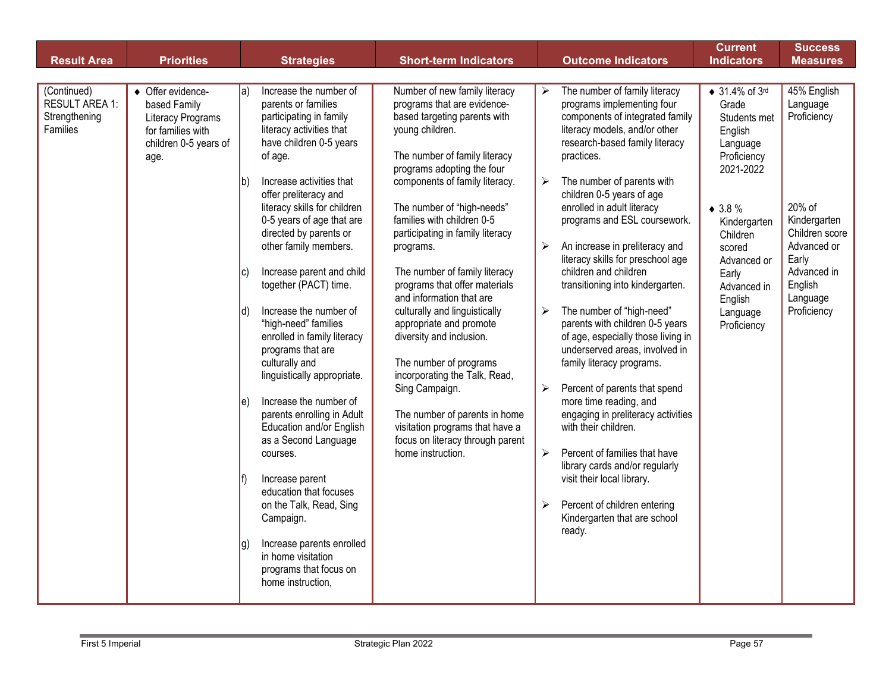| Result Area | Priorities | Strategies | Short-term Indicators | Outcome Indicators | Current Indicators | Success Measures |
|---|---|---|---|---|---|---|
| (Continued) RESULT AREA 1: Strengthening Families | ♦ Offer evidence-based Family Literacy Programs for families with children 0-5 years of age. | a) Increase the number of parents or families participating in family literacy activities that have children 0-5 years of age.<br><br>b) Increase activities that offer preliteracy and literacy skills for children 0-5 years of age that are directed by parents or other family members.<br><br>c) Increase parent and child together (PACT) time.<br><br>d) Increase the number of "high-need" families enrolled in family literacy programs that are culturally and linguistically appropriate.<br><br>e) Increase the number of parents enrolling in Adult Education and/or English as a Second Language courses.<br><br>f) Increase parent education that focuses on the Talk, Read, Sing Campaign.<br><br>g) Increase parents enrolled in home visitation programs that focus on home instruction, | Number of new family literacy programs that are evidence-based targeting parents with young children.<br><br>The number of family literacy programs adopting the four components of family literacy.<br><br>The number of "high-needs" families with children 0-5 participating in family literacy programs.<br><br>The number of family literacy programs that offer materials and information that are culturally and linguistically appropriate and promote diversity and inclusion.<br><br>The number of programs incorporating the Talk, Read, Sing Campaign.<br><br>The number of parents in home visitation programs that have a focus on literacy through parent home instruction. | ➢ The number of family literacy programs implementing four components of integrated family literacy models, and/or other research-based family literacy practices.<br><br>➢ The number of parents with children 0-5 years of age enrolled in adult literacy programs and ESL coursework.<br><br>➢ An increase in preliteracy and literacy skills for preschool age children and children transitioning into kindergarten.<br><br>➢ The number of "high-need" parents with children 0-5 years of age, especially those living in underserved areas, involved in family literacy programs.<br><br>➢ Percent of parents that spend more time reading, and engaging in preliteracy activities with their children.<br><br>➢ Percent of families that have library cards and/or regularly visit their local library.<br><br>➢ Percent of children entering Kindergarten that are school ready. | ♦ 31.4% of 3rd Grade Students met English Language Proficiency 2021-2022<br><br>♦ 3.8 % Kindergarten Children scored Advanced or Early Advanced in English Language Proficiency | 45% English Language Proficiency<br><br>20% of Kindergarten Children score Advanced or Early Advanced in English Language Proficiency |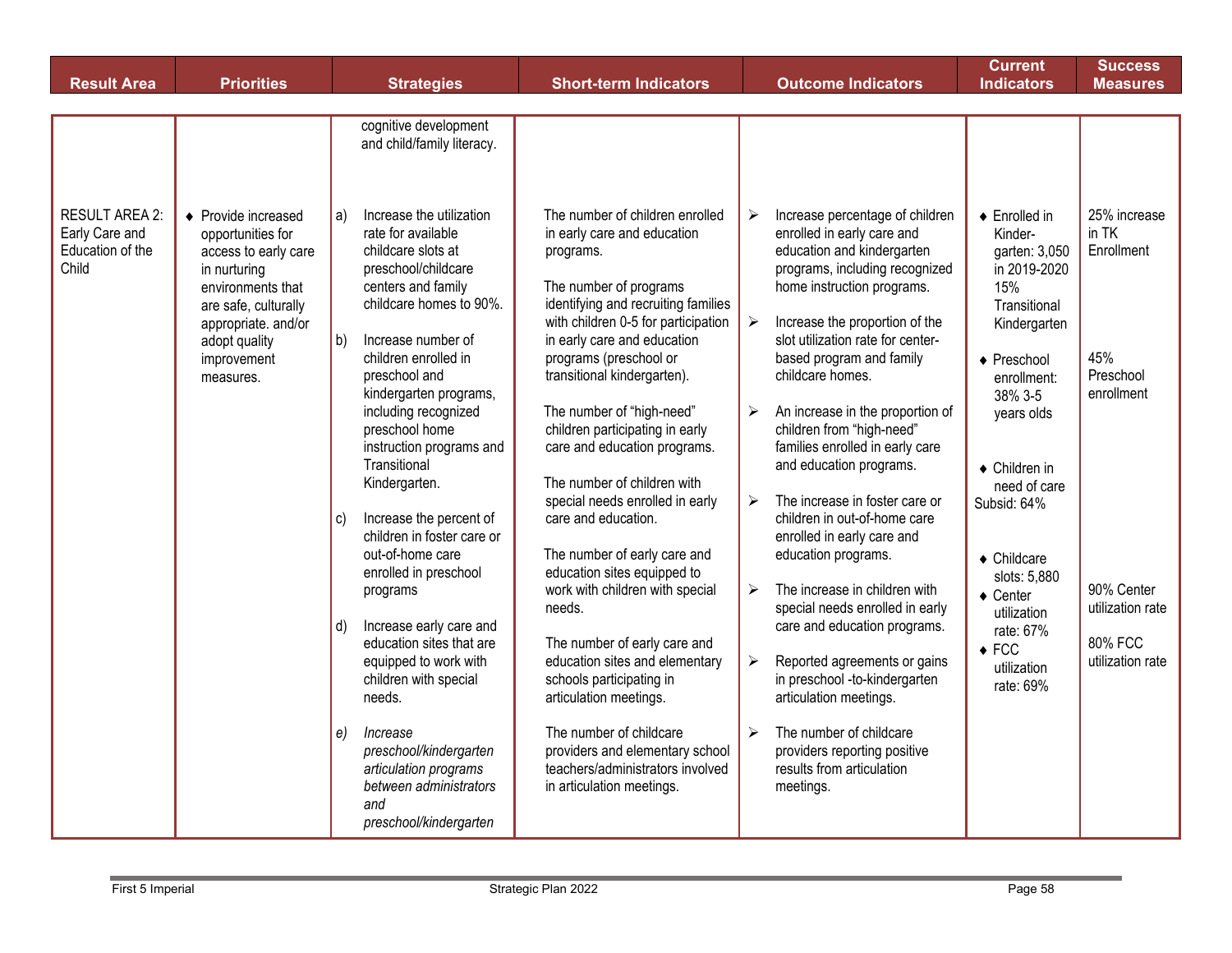| Result Area | Priorities | Strategies | Short-term Indicators | Outcome Indicators | Current Indicators | Success Measures |
|---|---|---|---|---|---|---|
| | | cognitive development and child/family literacy. | | | | |
| RESULT AREA 2: Early Care and Education of the Child | ◆ Provide increased opportunities for access to early care in nurturing environments that are safe, culturally appropriate. and/or adopt quality improvement measures. | a) Increase the utilization rate for available childcare slots at preschool/childcare centers and family childcare homes to 90%.<br><br>b) Increase number of children enrolled in preschool and kindergarten programs, including recognized preschool home instruction programs and Transitional Kindergarten.<br><br>c) Increase the percent of children in foster care or out-of-home care enrolled in preschool programs<br><br>d) Increase early care and education sites that are equipped to work with children with special needs.<br><br>*e) Increase preschool/kindergarten articulation programs between administrators and preschool/kindergarten* | The number of children enrolled in early care and education programs.<br><br>The number of programs identifying and recruiting families with children 0-5 for participation in early care and education programs (preschool or transitional kindergarten).<br><br>The number of "high-need" children participating in early care and education programs.<br><br>The number of children with special needs enrolled in early care and education.<br><br>The number of early care and education sites equipped to work with children with special needs.<br><br>The number of early care and education sites and elementary schools participating in articulation meetings.<br><br>The number of childcare providers and elementary school teachers/administrators involved in articulation meetings. | ➢ Increase percentage of children enrolled in early care and education and kindergarten programs, including recognized home instruction programs.<br><br>➢ Increase the proportion of the slot utilization rate for center-based program and family childcare homes.<br><br>➢ An increase in the proportion of children from "high-need" families enrolled in early care and education programs.<br><br>➢ The increase in foster care or children in out-of-home care enrolled in early care and education programs.<br><br>➢ The increase in children with special needs enrolled in early care and education programs.<br><br>➢ Reported agreements or gains in preschool -to-kindergarten articulation meetings.<br><br>➢ The number of childcare providers reporting positive results from articulation meetings. | ◆ Enrolled in Kinder-garten: 3,050 in 2019-2020 15% Transitional Kindergarten<br><br>◆ Preschool enrollment: 38% 3-5 years olds<br><br>◆ Children in need of care Subsid: 64%<br><br>◆ Childcare slots: 5,880<br>◆ Center utilization rate: 67%<br>◆ FCC utilization rate: 69% | 25% increase in TK Enrollment<br><br>45% Preschool enrollment<br><br>90% Center utilization rate<br><br>80% FCC utilization rate |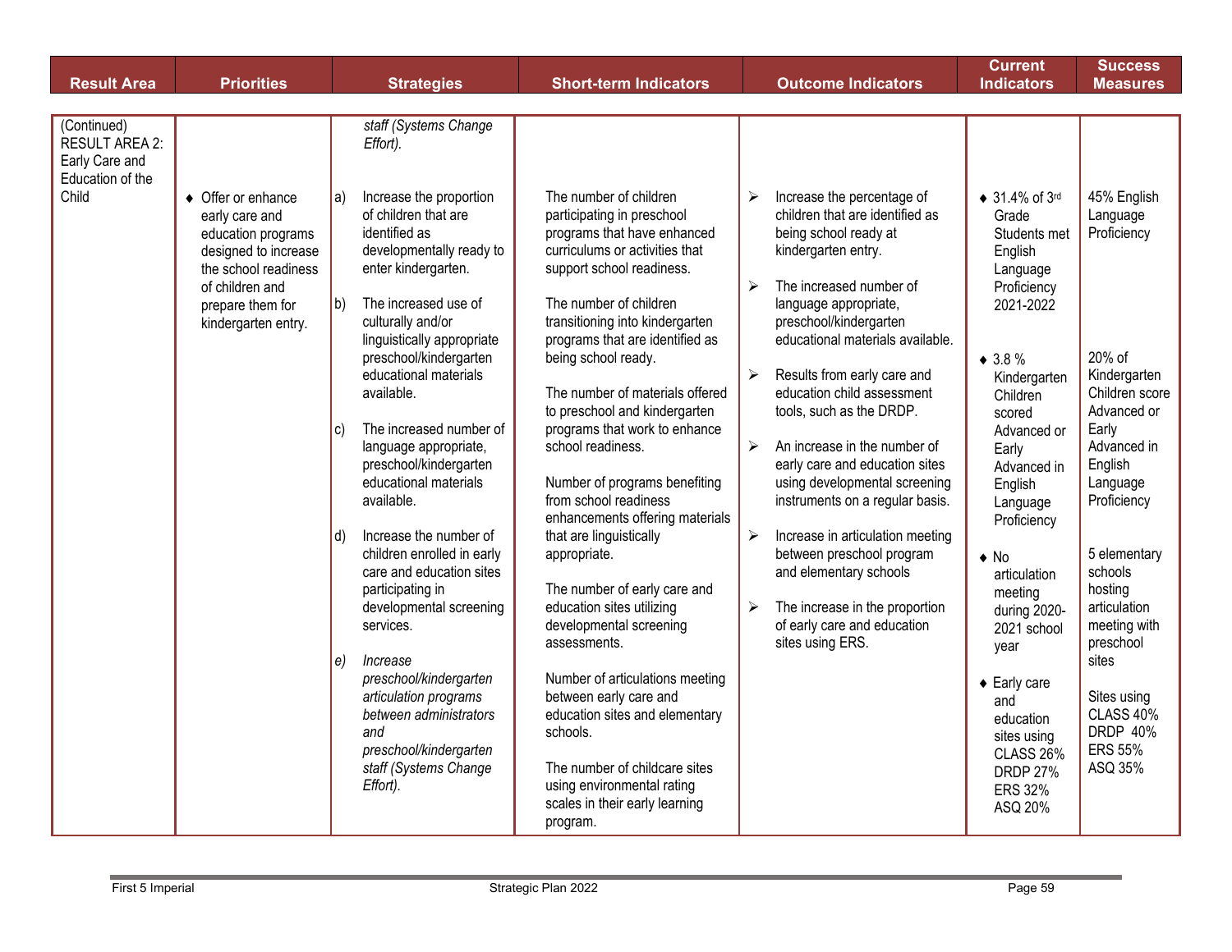| Result Area | Priorities | Strategies | Short-term Indicators | Outcome Indicators | Current Indicators | Success Measures |
|---|---|---|---|---|---|---|
| (Continued) RESULT AREA 2: Early Care and Education of the Child | | *staff (Systems Change Effort).* | | | | |
| | ♦ Offer or enhance early care and education programs designed to increase the school readiness of children and prepare them for kindergarten entry. | a) Increase the proportion of children that are identified as developmentally ready to enter kindergarten.<br><br>b) The increased use of culturally and/or linguistically appropriate preschool/kindergarten educational materials available.<br><br>c) The increased number of language appropriate, preschool/kindergarten educational materials available.<br><br>d) Increase the number of children enrolled in early care and education sites participating in developmental screening services.<br><br>*e) Increase preschool/kindergarten articulation programs between administrators and preschool/kindergarten staff (Systems Change Effort).* | The number of children participating in preschool programs that have enhanced curriculums or activities that support school readiness.<br><br>The number of children transitioning into kindergarten programs that are identified as being school ready.<br><br>The number of materials offered to preschool and kindergarten programs that work to enhance school readiness.<br><br>Number of programs benefiting from school readiness enhancements offering materials that are linguistically appropriate.<br><br>The number of early care and education sites utilizing developmental screening assessments.<br><br>Number of articulations meeting between early care and education sites and elementary schools.<br><br>The number of childcare sites using environmental rating scales in their early learning program. | ➢ Increase the percentage of children that are identified as being school ready at kindergarten entry.<br><br>➢ The increased number of language appropriate, preschool/kindergarten educational materials available.<br><br>➢ Results from early care and education child assessment tools, such as the DRDP.<br><br>➢ An increase in the number of early care and education sites using developmental screening instruments on a regular basis.<br><br>➢ Increase in articulation meeting between preschool program and elementary schools<br><br>➢ The increase in the proportion of early care and education sites using ERS. | ♦ 31.4% of 3rd Grade Students met English Language Proficiency 2021-2022<br><br>♦ 3.8 % Kindergarten Children scored Advanced or Early Advanced in English Language Proficiency<br><br>♦ No articulation meeting during 2020-2021 school year<br><br>♦ Early care and education sites using CLASS 26% DRDP 27% ERS 32% ASQ 20% | 45% English Language Proficiency<br><br>20% of Kindergarten Children score Advanced or Early Advanced in English Language Proficiency<br><br>5 elementary schools hosting articulation meeting with preschool sites<br><br>Sites using CLASS 40% DRDP 40% ERS 55% ASQ 35% |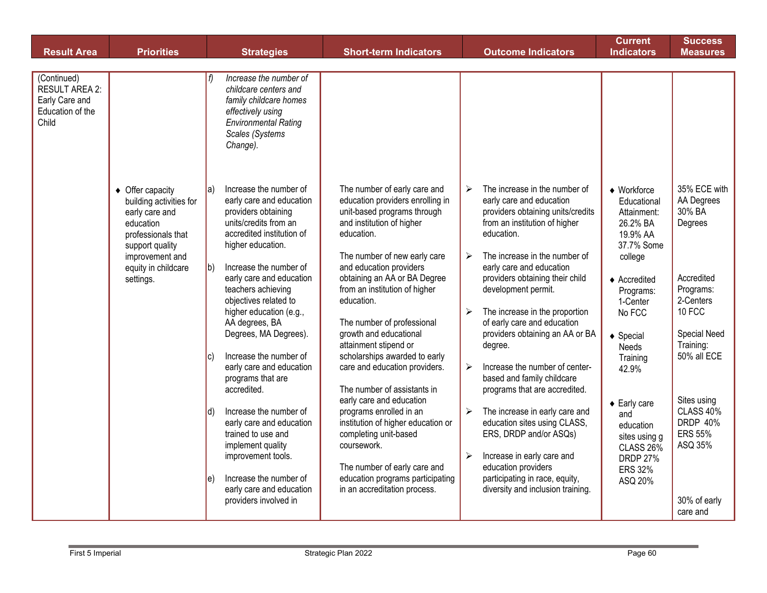| Result Area | Priorities | Strategies | Short-term Indicators | Outcome Indicators | Current Indicators | Success Measures |
|---|---|---|---|---|---|---|
| (Continued) RESULT AREA 2: Early Care and Education of the Child | | *f) Increase the number of childcare centers and family childcare homes effectively using Environmental Rating Scales (Systems Change).* | | | | |
| | ♦ Offer capacity building activities for early care and education professionals that support quality improvement and equity in childcare settings. | a) Increase the number of early care and education providers obtaining units/credits from an accredited institution of higher education.<br><br>b) Increase the number of early care and education teachers achieving objectives related to higher education (e.g., AA degrees, BA Degrees, MA Degrees).<br><br>c) Increase the number of early care and education programs that are accredited.<br><br>d) Increase the number of early care and education trained to use and implement quality improvement tools.<br><br>e) Increase the number of early care and education providers involved in | The number of early care and education providers enrolling in unit-based programs through and institution of higher education.<br><br>The number of new early care and education providers obtaining an AA or BA Degree from an institution of higher education.<br><br>The number of professional growth and educational attainment stipend or scholarships awarded to early care and education providers.<br><br>The number of assistants in early care and education programs enrolled in an institution of higher education or completing unit-based coursework.<br><br>The number of early care and education programs participating in an accreditation process. | ➢ The increase in the number of early care and education providers obtaining units/credits from an institution of higher education.<br><br>➢ The increase in the number of early care and education providers obtaining their child development permit.<br><br>➢ The increase in the proportion of early care and education providers obtaining an AA or BA degree.<br><br>➢ Increase the number of center-based and family childcare programs that are accredited.<br><br>➢ The increase in early care and education sites using CLASS, ERS, DRDP and/or ASQs)<br><br>➢ Increase in early care and education providers participating in race, equity, diversity and inclusion training. | ♦ Workforce Educational Attainment: 26.2% BA 19.9% AA 37.7% Some college<br><br>♦ Accredited Programs: 1-Center No FCC<br><br>♦ Special Needs Training 42.9%<br><br>♦ Early care and education sites using g CLASS 26% DRDP 27% ERS 32% ASQ 20% | 35% ECE with AA Degrees 30% BA Degrees<br><br>Accredited Programs: 2-Centers 10 FCC<br><br>Special Need Training: 50% all ECE<br><br>Sites using CLASS 40% DRDP 40% ERS 55% ASQ 35%<br><br>30% of early care and |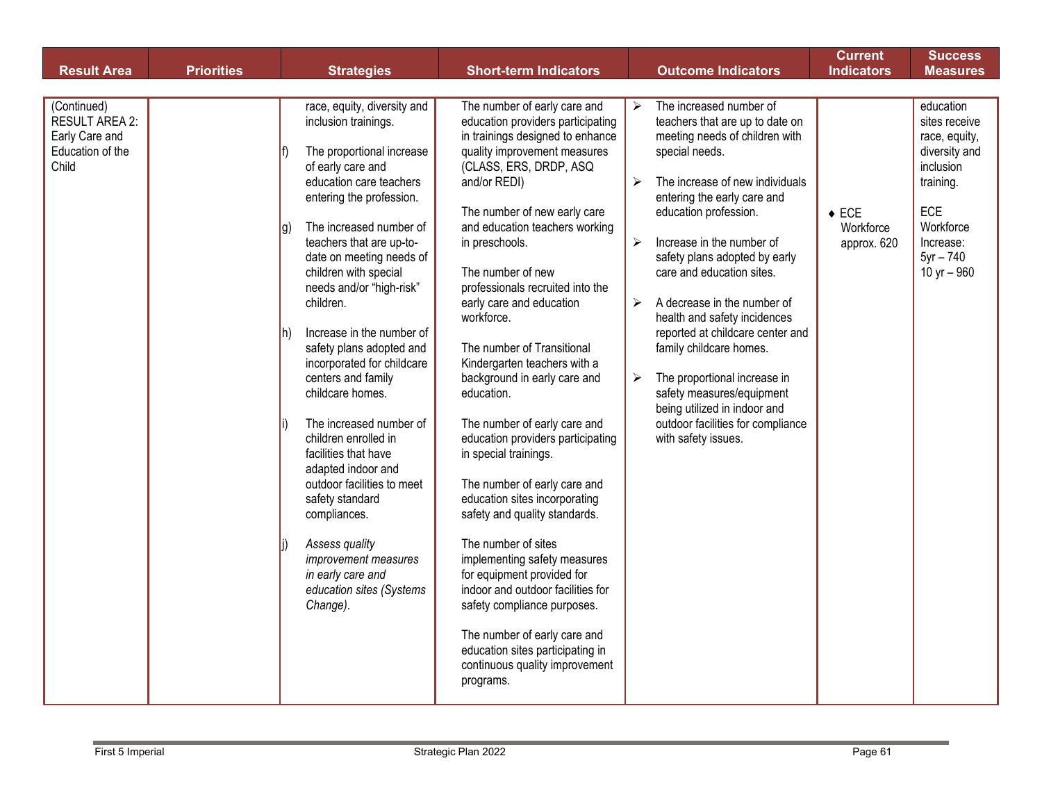| Result Area | Priorities | Strategies | Short-term Indicators | Outcome Indicators | Current Indicators | Success Measures |
|---|---|---|---|---|---|---|
| (Continued) RESULT AREA 2: Early Care and Education of the Child | | race, equity, diversity and inclusion trainings.<br><br>f) The proportional increase of early care and education care teachers entering the profession.<br><br>g) The increased number of teachers that are up-to-date on meeting needs of children with special needs and/or "high-risk" children.<br><br>h) Increase in the number of safety plans adopted and incorporated for childcare centers and family childcare homes.<br><br>i) The increased number of children enrolled in facilities that have adapted indoor and outdoor facilities to meet safety standard compliances.<br><br>j) *Assess quality improvement measures in early care and education sites (Systems Change).* | The number of early care and education providers participating in trainings designed to enhance quality improvement measures (CLASS, ERS, DRDP, ASQ and/or REDI)<br><br>The number of new early care and education teachers working in preschools.<br><br>The number of new professionals recruited into the early care and education workforce.<br><br>The number of Transitional Kindergarten teachers with a background in early care and education.<br><br>The number of early care and education providers participating in special trainings.<br><br>The number of early care and education sites incorporating safety and quality standards.<br><br>The number of sites implementing safety measures for equipment provided for indoor and outdoor facilities for safety compliance purposes.<br><br>The number of early care and education sites participating in continuous quality improvement programs. | ➢ The increased number of teachers that are up to date on meeting needs of children with special needs.<br><br>➢ The increase of new individuals entering the early care and education profession.<br><br>➢ Increase in the number of safety plans adopted by early care and education sites.<br><br>➢ A decrease in the number of health and safety incidences reported at childcare center and family childcare homes.<br><br>➢ The proportional increase in safety measures/equipment being utilized in indoor and outdoor facilities for compliance with safety issues. | ♦ ECE Workforce approx. 620 | education sites receive race, equity, diversity and inclusion training.<br><br>ECE Workforce Increase:<br>5yr – 740<br>10 yr – 960 |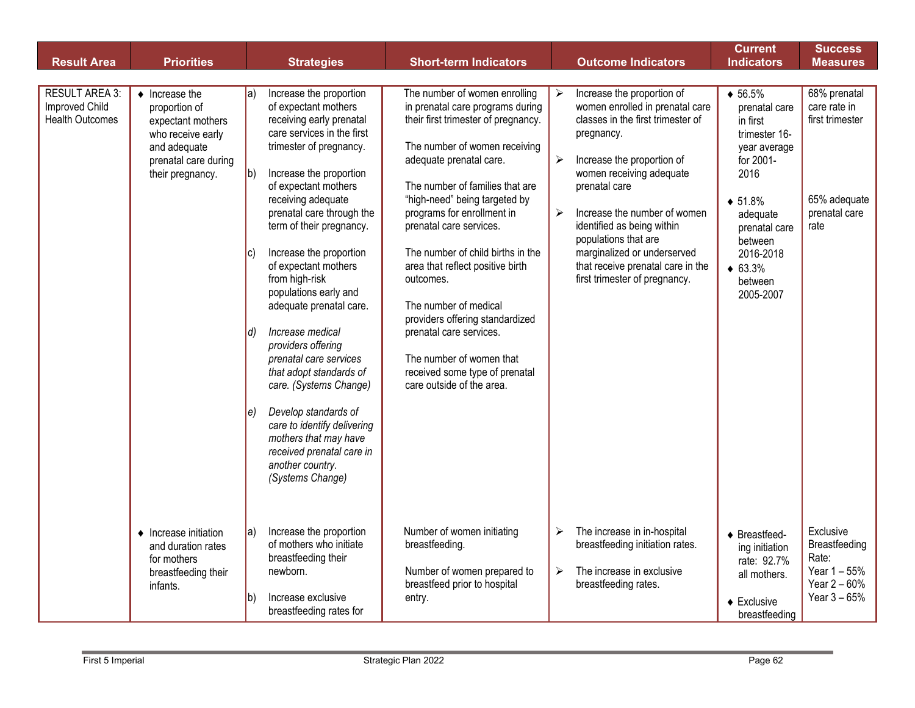| Result Area | Priorities | Strategies | Short-term Indicators | Outcome Indicators | Current Indicators | Success Measures |
|---|---|---|---|---|---|---|
| RESULT AREA 3: Improved Child Health Outcomes | ♦ Increase the proportion of expectant mothers who receive early and adequate prenatal care during their pregnancy. | a) Increase the proportion of expectant mothers receiving early prenatal care services in the first trimester of pregnancy.<br><br>b) Increase the proportion of expectant mothers receiving adequate prenatal care through the term of their pregnancy.<br><br>c) Increase the proportion of expectant mothers from high-risk populations early and adequate prenatal care.<br><br>*d) Increase medical providers offering prenatal care services that adopt standards of care. (Systems Change)*<br><br>*e) Develop standards of care to identify delivering mothers that may have received prenatal care in another country. (Systems Change)* | The number of women enrolling in prenatal care programs during their first trimester of pregnancy.<br><br>The number of women receiving adequate prenatal care.<br><br>The number of families that are "high-need" being targeted by programs for enrollment in prenatal care services.<br><br>The number of child births in the area that reflect positive birth outcomes.<br><br>The number of medical providers offering standardized prenatal care services.<br><br>The number of women that received some type of prenatal care outside of the area. | ➢ Increase the proportion of women enrolled in prenatal care classes in the first trimester of pregnancy.<br><br>➢ Increase the proportion of women receiving adequate prenatal care<br><br>➢ Increase the number of women identified as being within populations that are marginalized or underserved that receive prenatal care in the first trimester of pregnancy. | ♦ 56.5% prenatal care in first trimester 16-year average for 2001-2016<br><br>♦ 51.8% adequate prenatal care between 2016-2018<br>♦ 63.3% between 2005-2007 | 68% prenatal care rate in first trimester<br><br>65% adequate prenatal care rate |
| | ♦ Increase initiation and duration rates for mothers breastfeeding their infants. | a) Increase the proportion of mothers who initiate breastfeeding their newborn.<br><br>b) Increase exclusive breastfeeding rates for | Number of women initiating breastfeeding.<br><br>Number of women prepared to breastfeed prior to hospital entry. | ➢ The increase in in-hospital breastfeeding initiation rates.<br><br>➢ The increase in exclusive breastfeeding rates. | ♦ Breastfeed-ing initiation rate: 92.7% all mothers.<br><br>♦ Exclusive breastfeeding | Exclusive Breastfeeding Rate:<br>Year 1 – 55%<br>Year 2 – 60%<br>Year 3 – 65% |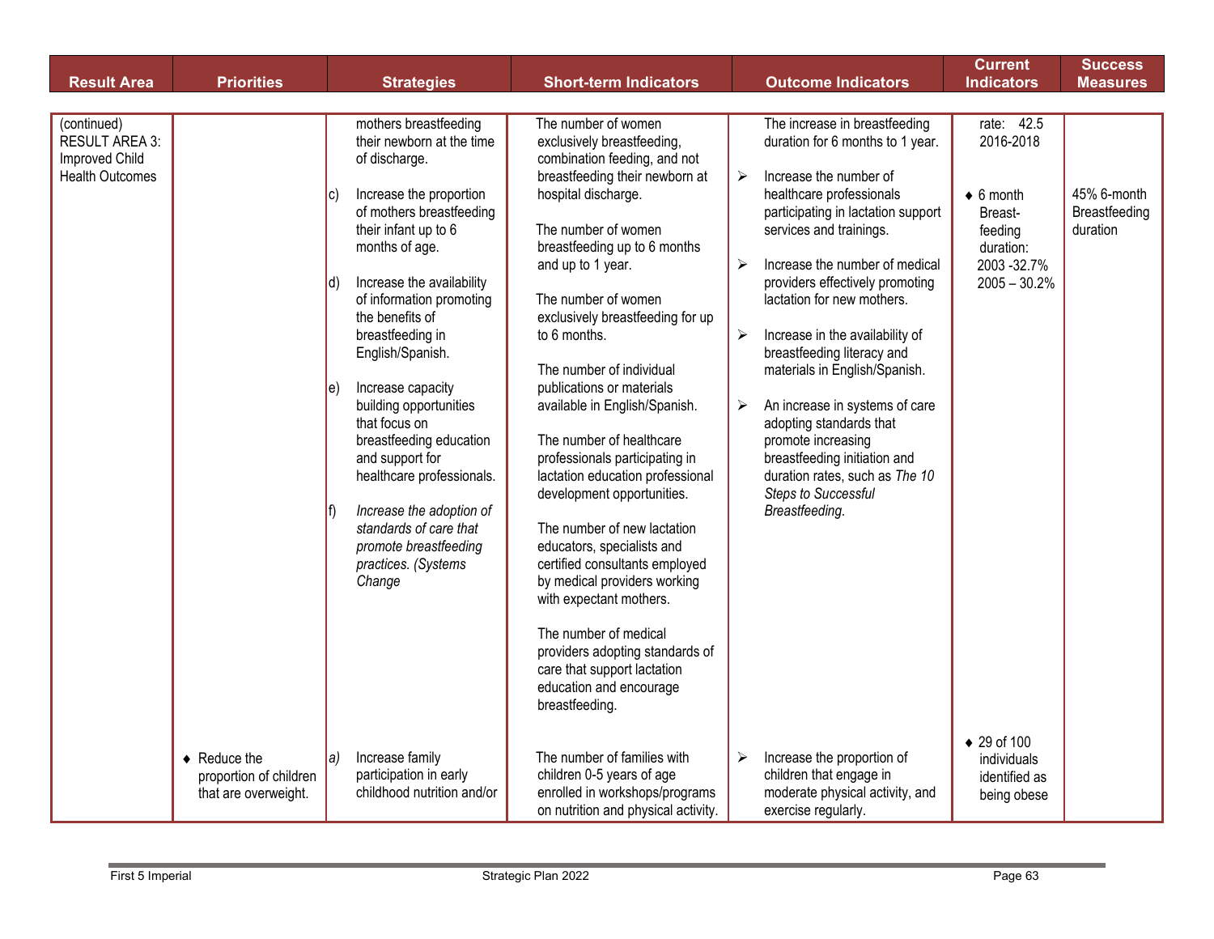| Result Area | Priorities | Strategies | Short-term Indicators | Outcome Indicators | Current Indicators | Success Measures |
|---|---|---|---|---|---|---|
| (continued) RESULT AREA 3: Improved Child Health Outcomes | | mothers breastfeeding their newborn at the time of discharge.<br><br>c) Increase the proportion of mothers breastfeeding their infant up to 6 months of age.<br><br>d) Increase the availability of information promoting the benefits of breastfeeding in English/Spanish.<br><br>e) Increase capacity building opportunities that focus on breastfeeding education and support for healthcare professionals.<br><br>f) *Increase the adoption of standards of care that promote breastfeeding practices. (Systems Change* | The number of women exclusively breastfeeding, combination feeding, and not breastfeeding their newborn at hospital discharge.<br><br>The number of women breastfeeding up to 6 months and up to 1 year.<br><br>The number of women exclusively breastfeeding for up to 6 months.<br><br>The number of individual publications or materials available in English/Spanish.<br><br>The number of healthcare professionals participating in lactation education professional development opportunities.<br><br>The number of new lactation educators, specialists and certified consultants employed by medical providers working with expectant mothers.<br><br>The number of medical providers adopting standards of care that support lactation education and encourage breastfeeding. | The increase in breastfeeding duration for 6 months to 1 year.<br><br>➢ Increase the number of healthcare professionals participating in lactation support services and trainings.<br><br>➢ Increase the number of medical providers effectively promoting lactation for new mothers.<br><br>➢ Increase in the availability of breastfeeding literacy and materials in English/Spanish.<br><br>➢ An increase in systems of care adopting standards that promote increasing breastfeeding initiation and duration rates, such as *The 10 Steps to Successful Breastfeeding*. | rate: 42.5 2016-2018<br><br>♦ 6 month Breast-feeding duration: 2003 -32.7% 2005 – 30.2% | 45% 6-month Breastfeeding duration |
| | ♦ Reduce the proportion of children that are overweight. | *a)* Increase family participation in early childhood nutrition and/or | The number of families with children 0-5 years of age enrolled in workshops/programs on nutrition and physical activity. | ➢ Increase the proportion of children that engage in moderate physical activity, and exercise regularly. | ♦ 29 of 100 individuals identified as being obese | |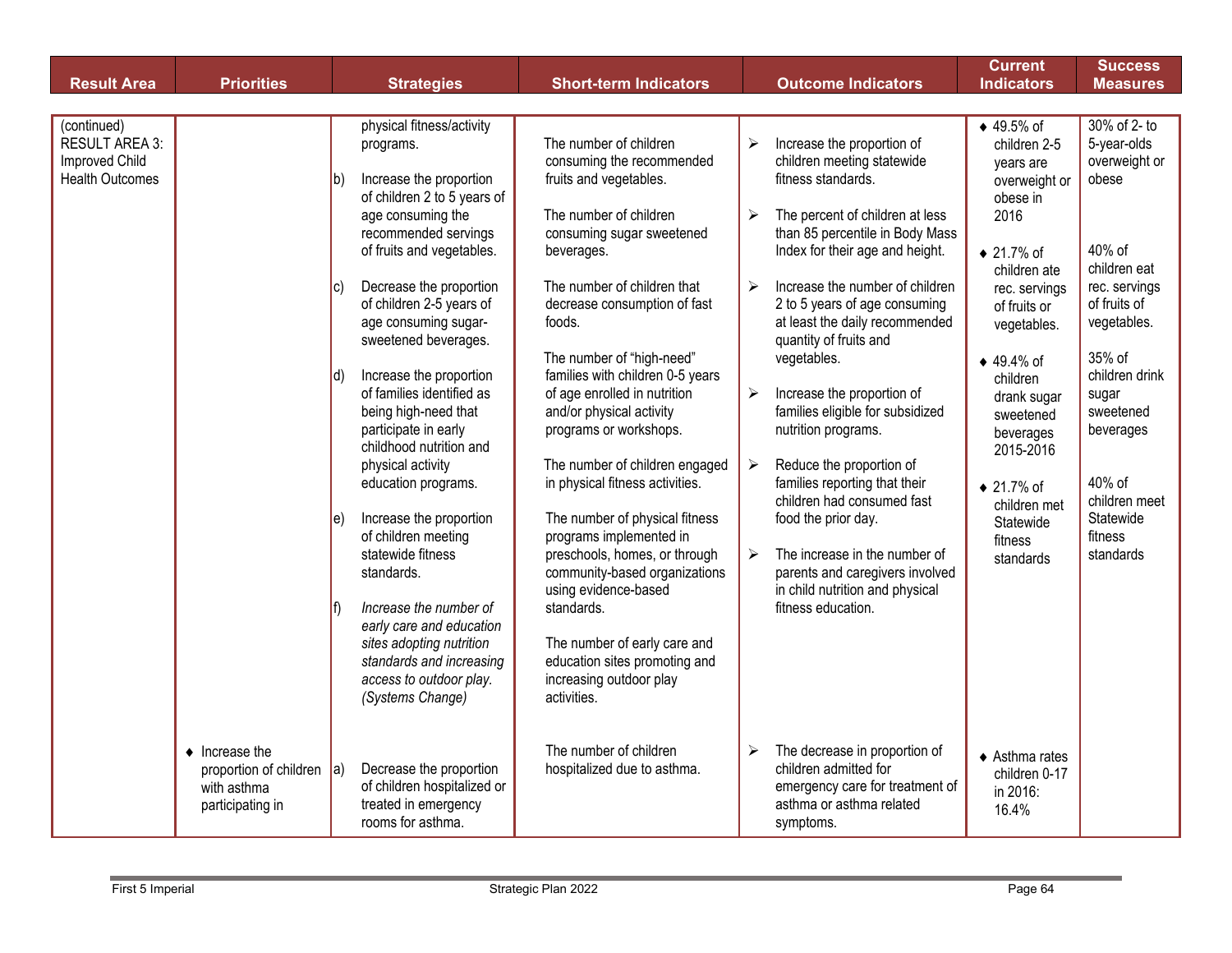| Result Area | Priorities | Strategies | Short-term Indicators | Outcome Indicators | Current Indicators | Success Measures |
|---|---|---|---|---|---|---|
| (continued) RESULT AREA 3: Improved Child Health Outcomes | | physical fitness/activity programs.<br><br>b) Increase the proportion of children 2 to 5 years of age consuming the recommended servings of fruits and vegetables.<br><br>c) Decrease the proportion of children 2-5 years of age consuming sugar-sweetened beverages.<br><br>d) Increase the proportion of families identified as being high-need that participate in early childhood nutrition and physical activity education programs.<br><br>e) Increase the proportion of children meeting statewide fitness standards.<br><br>f) *Increase the number of early care and education sites adopting nutrition standards and increasing access to outdoor play. (Systems Change)* | The number of children consuming the recommended fruits and vegetables.<br><br>The number of children consuming sugar sweetened beverages.<br><br>The number of children that decrease consumption of fast foods.<br><br>The number of "high-need" families with children 0-5 years of age enrolled in nutrition and/or physical activity programs or workshops.<br><br>The number of children engaged in physical fitness activities.<br><br>The number of physical fitness programs implemented in preschools, homes, or through community-based organizations using evidence-based standards.<br><br>The number of early care and education sites promoting and increasing outdoor play activities. | ➢ Increase the proportion of children meeting statewide fitness standards.<br><br>➢ The percent of children at less than 85 percentile in Body Mass Index for their age and height.<br><br>➢ Increase the number of children 2 to 5 years of age consuming at least the daily recommended quantity of fruits and vegetables.<br><br>➢ Increase the proportion of families eligible for subsidized nutrition programs.<br><br>➢ Reduce the proportion of families reporting that their children had consumed fast food the prior day.<br><br>➢ The increase in the number of parents and caregivers involved in child nutrition and physical fitness education. | ♦ 49.5% of children 2-5 years are overweight or obese in 2016<br><br>♦ 21.7% of children ate rec. servings of fruits or vegetables.<br><br>♦ 49.4% of children drank sugar sweetened beverages 2015-2016<br><br>♦ 21.7% of children met Statewide fitness standards | 30% of 2- to 5-year-olds overweight or obese<br><br>40% of children eat rec. servings of fruits of vegetables.<br><br>35% of children drink sugar sweetened beverages<br><br>40% of children meet Statewide fitness standards |
| | ♦ Increase the proportion of children with asthma participating in | a) Decrease the proportion of children hospitalized or treated in emergency rooms for asthma. | The number of children hospitalized due to asthma. | ➢ The decrease in proportion of children admitted for emergency care for treatment of asthma or asthma related symptoms. | ♦ Asthma rates children 0-17 in 2016: 16.4% | |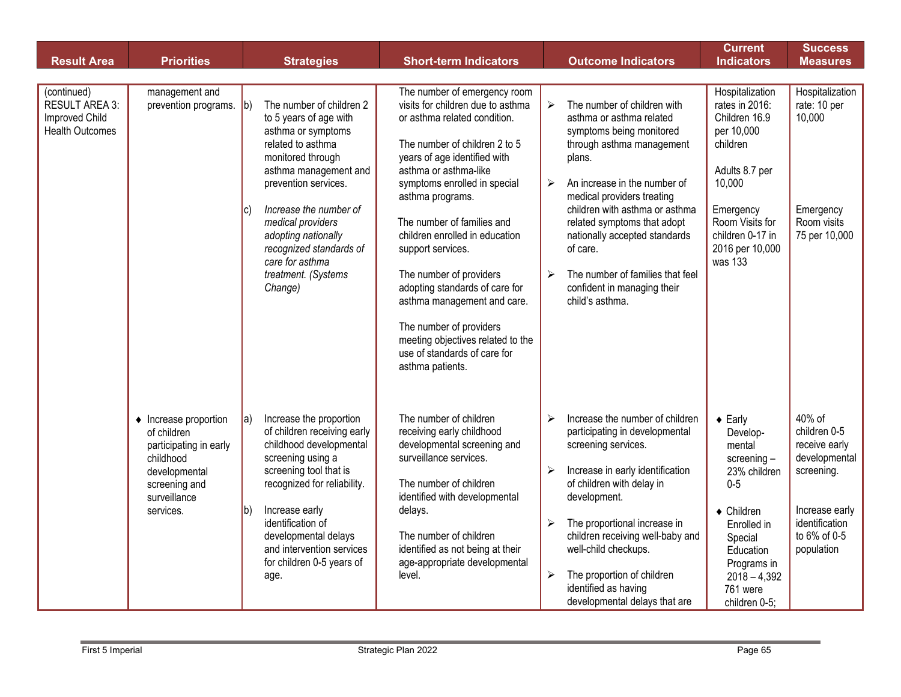| Result Area | Priorities | Strategies | Short-term Indicators | Outcome Indicators | Current Indicators | Success Measures |
|---|---|---|---|---|---|---|
| (continued) RESULT AREA 3: Improved Child Health Outcomes | management and prevention programs. | b) The number of children 2 to 5 years of age with asthma or symptoms related to asthma monitored through asthma management and prevention services.<br><br>c) *Increase the number of medical providers adopting nationally recognized standards of care for asthma treatment. (Systems Change)* | The number of emergency room visits for children due to asthma or asthma related condition.<br><br>The number of children 2 to 5 years of age identified with asthma or asthma-like symptoms enrolled in special asthma programs.<br><br>The number of families and children enrolled in education support services.<br><br>The number of providers adopting standards of care for asthma management and care.<br><br>The number of providers meeting objectives related to the use of standards of care for asthma patients. | ➢ The number of children with asthma or asthma related symptoms being monitored through asthma management plans.<br><br>➢ An increase in the number of medical providers treating children with asthma or asthma related symptoms that adopt nationally accepted standards of care.<br><br>➢ The number of families that feel confident in managing their child's asthma. | Hospitalization rates in 2016: Children 16.9 per 10,000 children<br><br>Adults 8.7 per 10,000<br><br>Emergency Room Visits for children 0-17 in 2016 per 10,000 was 133 | Hospitalization rate: 10 per 10,000<br><br>Emergency Room visits 75 per 10,000 |
| | ♦ Increase proportion of children participating in early childhood developmental screening and surveillance services. | a) Increase the proportion of children receiving early childhood developmental screening using a screening tool that is recognized for reliability.<br><br>b) Increase early identification of developmental delays and intervention services for children 0-5 years of age. | The number of children receiving early childhood developmental screening and surveillance services.<br><br>The number of children identified with developmental delays.<br><br>The number of children identified as not being at their age-appropriate developmental level. | ➢ Increase the number of children participating in developmental screening services.<br><br>➢ Increase in early identification of children with delay in development.<br><br>➢ The proportional increase in children receiving well-baby and well-child checkups.<br><br>➢ The proportion of children identified as having developmental delays that are | ♦ Early Develop-mental screening – 23% children 0-5<br><br>♦ Children Enrolled in Special Education Programs in 2018 – 4,392 761 were children 0-5; | 40% of children 0-5 receive early developmental screening.<br><br>Increase early identification to 6% of 0-5 population |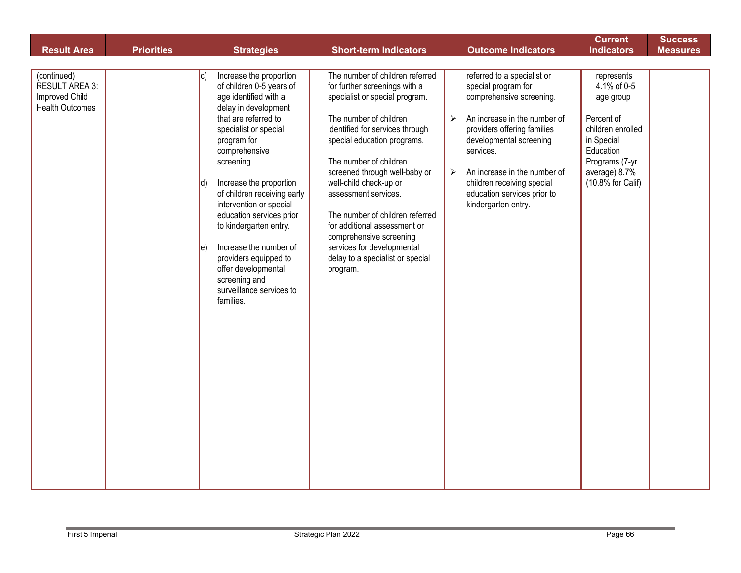| Result Area | Priorities | Strategies | Short-term Indicators | Outcome Indicators | Current Indicators | Success Measures |
|---|---|---|---|---|---|---|
| (continued) RESULT AREA 3: Improved Child Health Outcomes | | c) Increase the proportion of children 0-5 years of age identified with a delay in development that are referred to specialist or special program for comprehensive screening.<br><br>d) Increase the proportion of children receiving early intervention or special education services prior to kindergarten entry.<br><br>e) Increase the number of providers equipped to offer developmental screening and surveillance services to families. | The number of children referred for further screenings with a specialist or special program.<br><br>The number of children identified for services through special education programs.<br><br>The number of children screened through well-baby or well-child check-up or assessment services.<br><br>The number of children referred for additional assessment or comprehensive screening services for developmental delay to a specialist or special program. | referred to a specialist or special program for comprehensive screening.<br><br>➢ An increase in the number of providers offering families developmental screening services.<br><br>➢ An increase in the number of children receiving special education services prior to kindergarten entry. | represents 4.1% of 0-5 age group<br><br>Percent of children enrolled in Special Education Programs (7-yr average) 8.7% (10.8% for Calif) | |